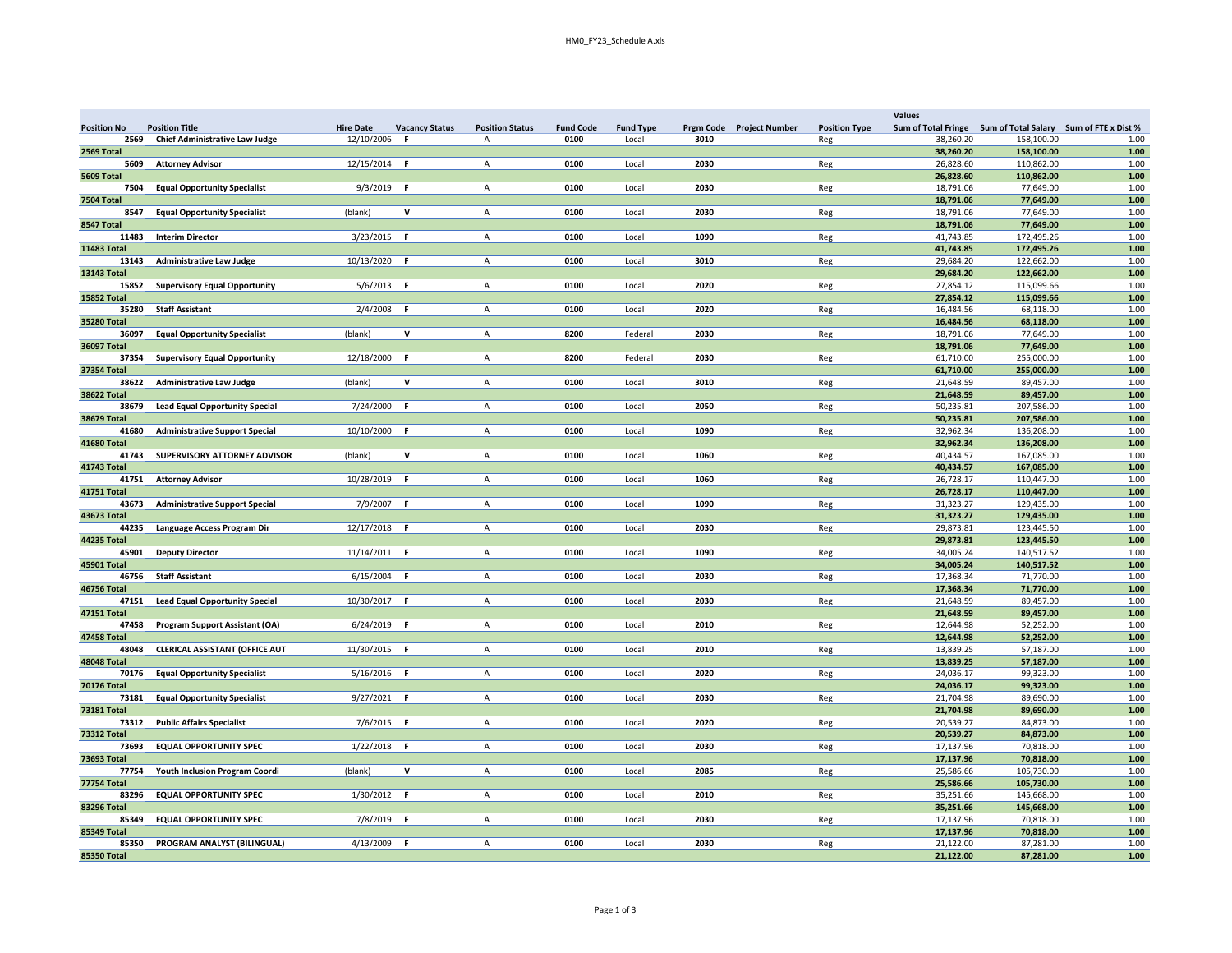| Position No | Position Title | Hire Date | Vacancy Status | Position Status | Fund Code | Fund Type | Prgm Code | Project Number | Position Type | Values Sum of Total Fringe | Sum of Total Salary | Sum of FTE x Dist % |
|---|---|---|---|---|---|---|---|---|---|---|---|---|
| 2569 | **Chief Administrative Law Judge** | 12/10/2006 | **F** | A | **0100** | Local | **3010** | | Reg | 38,260.20 | 158,100.00 | 1.00 |
| **2569 Total** | | | | | | | | | | **38,260.20** | **158,100.00** | **1.00** |
| 5609 | **Attorney Advisor** | 12/15/2014 | **F** | A | **0100** | Local | **2030** | | Reg | 26,828.60 | 110,862.00 | 1.00 |
| **5609 Total** | | | | | | | | | | **26,828.60** | **110,862.00** | **1.00** |
| 7504 | **Equal Opportunity Specialist** | 9/3/2019 | **F** | A | **0100** | Local | **2030** | | Reg | 18,791.06 | 77,649.00 | 1.00 |
| **7504 Total** | | | | | | | | | | **18,791.06** | **77,649.00** | **1.00** |
| 8547 | **Equal Opportunity Specialist** | (blank) | **V** | A | **0100** | Local | **2030** | | Reg | 18,791.06 | 77,649.00 | 1.00 |
| **8547 Total** | | | | | | | | | | **18,791.06** | **77,649.00** | **1.00** |
| 11483 | **Interim Director** | 3/23/2015 | **F** | A | **0100** | Local | **1090** | | Reg | 41,743.85 | 172,495.26 | 1.00 |
| **11483 Total** | | | | | | | | | | **41,743.85** | **172,495.26** | **1.00** |
| 13143 | **Administrative Law Judge** | 10/13/2020 | **F** | A | **0100** | Local | **3010** | | Reg | 29,684.20 | 122,662.00 | 1.00 |
| **13143 Total** | | | | | | | | | | **29,684.20** | **122,662.00** | **1.00** |
| 15852 | **Supervisory Equal Opportunity** | 5/6/2013 | **F** | A | **0100** | Local | **2020** | | Reg | 27,854.12 | 115,099.66 | 1.00 |
| **15852 Total** | | | | | | | | | | **27,854.12** | **115,099.66** | **1.00** |
| 35280 | **Staff Assistant** | 2/4/2008 | **F** | A | **0100** | Local | **2020** | | Reg | 16,484.56 | 68,118.00 | 1.00 |
| **35280 Total** | | | | | | | | | | **16,484.56** | **68,118.00** | **1.00** |
| 36097 | **Equal Opportunity Specialist** | (blank) | **V** | A | **8200** | Federal | **2030** | | Reg | 18,791.06 | 77,649.00 | 1.00 |
| **36097 Total** | | | | | | | | | | **18,791.06** | **77,649.00** | **1.00** |
| 37354 | **Supervisory Equal Opportunity** | 12/18/2000 | **F** | A | **8200** | Federal | **2030** | | Reg | 61,710.00 | 255,000.00 | 1.00 |
| **37354 Total** | | | | | | | | | | **61,710.00** | **255,000.00** | **1.00** |
| 38622 | **Administrative Law Judge** | (blank) | **V** | A | **0100** | Local | **3010** | | Reg | 21,648.59 | 89,457.00 | 1.00 |
| **38622 Total** | | | | | | | | | | **21,648.59** | **89,457.00** | **1.00** |
| 38679 | **Lead Equal Opportunity Special** | 7/24/2000 | **F** | A | **0100** | Local | **2050** | | Reg | 50,235.81 | 207,586.00 | 1.00 |
| **38679 Total** | | | | | | | | | | **50,235.81** | **207,586.00** | **1.00** |
| 41680 | **Administrative Support Special** | 10/10/2000 | **F** | A | **0100** | Local | **1090** | | Reg | 32,962.34 | 136,208.00 | 1.00 |
| **41680 Total** | | | | | | | | | | **32,962.34** | **136,208.00** | **1.00** |
| 41743 | **SUPERVISORY ATTORNEY ADVISOR** | (blank) | **V** | A | **0100** | Local | **1060** | | Reg | 40,434.57 | 167,085.00 | 1.00 |
| **41743 Total** | | | | | | | | | | **40,434.57** | **167,085.00** | **1.00** |
| 41751 | **Attorney Advisor** | 10/28/2019 | **F** | A | **0100** | Local | **1060** | | Reg | 26,728.17 | 110,447.00 | 1.00 |
| **41751 Total** | | | | | | | | | | **26,728.17** | **110,447.00** | **1.00** |
| 43673 | **Administrative Support Special** | 7/9/2007 | **F** | A | **0100** | Local | **1090** | | Reg | 31,323.27 | 129,435.00 | 1.00 |
| **43673 Total** | | | | | | | | | | **31,323.27** | **129,435.00** | **1.00** |
| 44235 | **Language Access Program Dir** | 12/17/2018 | **F** | A | **0100** | Local | **2030** | | Reg | 29,873.81 | 123,445.50 | 1.00 |
| **44235 Total** | | | | | | | | | | **29,873.81** | **123,445.50** | **1.00** |
| 45901 | **Deputy Director** | 11/14/2011 | **F** | A | **0100** | Local | **1090** | | Reg | 34,005.24 | 140,517.52 | 1.00 |
| **45901 Total** | | | | | | | | | | **34,005.24** | **140,517.52** | **1.00** |
| 46756 | **Staff Assistant** | 6/15/2004 | **F** | A | **0100** | Local | **2030** | | Reg | 17,368.34 | 71,770.00 | 1.00 |
| **46756 Total** | | | | | | | | | | **17,368.34** | **71,770.00** | **1.00** |
| 47151 | **Lead Equal Opportunity Special** | 10/30/2017 | **F** | A | **0100** | Local | **2030** | | Reg | 21,648.59 | 89,457.00 | 1.00 |
| **47151 Total** | | | | | | | | | | **21,648.59** | **89,457.00** | **1.00** |
| 47458 | **Program Support Assistant (OA)** | 6/24/2019 | **F** | A | **0100** | Local | **2010** | | Reg | 12,644.98 | 52,252.00 | 1.00 |
| **47458 Total** | | | | | | | | | | **12,644.98** | **52,252.00** | **1.00** |
| 48048 | **CLERICAL ASSISTANT (OFFICE AUT** | 11/30/2015 | **F** | A | **0100** | Local | **2010** | | Reg | 13,839.25 | 57,187.00 | 1.00 |
| **48048 Total** | | | | | | | | | | **13,839.25** | **57,187.00** | **1.00** |
| 70176 | **Equal Opportunity Specialist** | 5/16/2016 | **F** | A | **0100** | Local | **2020** | | Reg | 24,036.17 | 99,323.00 | 1.00 |
| **70176 Total** | | | | | | | | | | **24,036.17** | **99,323.00** | **1.00** |
| 73181 | **Equal Opportunity Specialist** | 9/27/2021 | **F** | A | **0100** | Local | **2030** | | Reg | 21,704.98 | 89,690.00 | 1.00 |
| **73181 Total** | | | | | | | | | | **21,704.98** | **89,690.00** | **1.00** |
| 73312 | **Public Affairs Specialist** | 7/6/2015 | **F** | A | **0100** | Local | **2020** | | Reg | 20,539.27 | 84,873.00 | 1.00 |
| **73312 Total** | | | | | | | | | | **20,539.27** | **84,873.00** | **1.00** |
| 73693 | **EQUAL OPPORTUNITY SPEC** | 1/22/2018 | **F** | A | **0100** | Local | **2030** | | Reg | 17,137.96 | 70,818.00 | 1.00 |
| **73693 Total** | | | | | | | | | | **17,137.96** | **70,818.00** | **1.00** |
| 77754 | **Youth Inclusion Program Coordi** | (blank) | **V** | A | **0100** | Local | **2085** | | Reg | 25,586.66 | 105,730.00 | 1.00 |
| **77754 Total** | | | | | | | | | | **25,586.66** | **105,730.00** | **1.00** |
| 83296 | **EQUAL OPPORTUNITY SPEC** | 1/30/2012 | **F** | A | **0100** | Local | **2010** | | Reg | 35,251.66 | 145,668.00 | 1.00 |
| **83296 Total** | | | | | | | | | | **35,251.66** | **145,668.00** | **1.00** |
| 85349 | **EQUAL OPPORTUNITY SPEC** | 7/8/2019 | **F** | A | **0100** | Local | **2030** | | Reg | 17,137.96 | 70,818.00 | 1.00 |
| **85349 Total** | | | | | | | | | | **17,137.96** | **70,818.00** | **1.00** |
| 85350 | **PROGRAM ANALYST (BILINGUAL)** | 4/13/2009 | **F** | A | **0100** | Local | **2030** | | Reg | 21,122.00 | 87,281.00 | 1.00 |
| **85350 Total** | | | | | | | | | | **21,122.00** | **87,281.00** | **1.00** |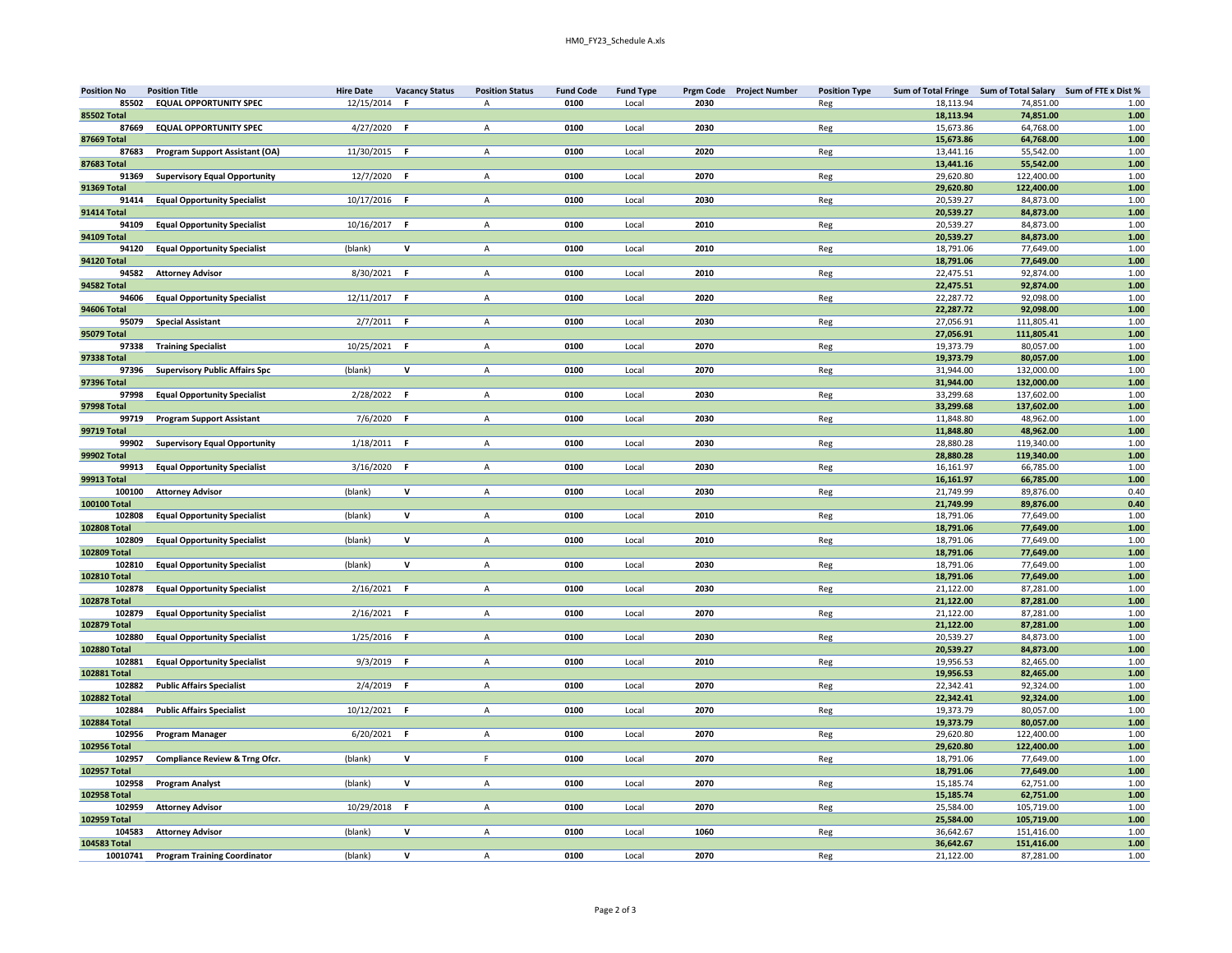| Position No | Position Title | Hire Date | Vacancy Status | Position Status | Fund Code | Fund Type | Prgm Code | Project Number | Position Type | Sum of Total Fringe | Sum of Total Salary | Sum of FTE x Dist % |
|---|---|---|---|---|---|---|---|---|---|---|---|---|
| 85502 | **EQUAL OPPORTUNITY SPEC** | 12/15/2014 | F | A | 0100 | Local | 2030 | | Reg | 18,113.94 | 74,851.00 | 1.00 |
| **85502 Total** | | | | | | | | | | **18,113.94** | **74,851.00** | **1.00** |
| 87669 | **EQUAL OPPORTUNITY SPEC** | 4/27/2020 | F | A | 0100 | Local | 2030 | | Reg | 15,673.86 | 64,768.00 | 1.00 |
| **87669 Total** | | | | | | | | | | **15,673.86** | **64,768.00** | **1.00** |
| 87683 | **Program Support Assistant (OA)** | 11/30/2015 | F | A | 0100 | Local | 2020 | | Reg | 13,441.16 | 55,542.00 | 1.00 |
| **87683 Total** | | | | | | | | | | **13,441.16** | **55,542.00** | **1.00** |
| 91369 | **Supervisory Equal Opportunity** | 12/7/2020 | F | A | 0100 | Local | 2070 | | Reg | 29,620.80 | 122,400.00 | 1.00 |
| **91369 Total** | | | | | | | | | | **29,620.80** | **122,400.00** | **1.00** |
| 91414 | **Equal Opportunity Specialist** | 10/17/2016 | F | A | 0100 | Local | 2030 | | Reg | 20,539.27 | 84,873.00 | 1.00 |
| **91414 Total** | | | | | | | | | | **20,539.27** | **84,873.00** | **1.00** |
| 94109 | **Equal Opportunity Specialist** | 10/16/2017 | F | A | 0100 | Local | 2010 | | Reg | 20,539.27 | 84,873.00 | 1.00 |
| **94109 Total** | | | | | | | | | | **20,539.27** | **84,873.00** | **1.00** |
| 94120 | **Equal Opportunity Specialist** | (blank) | V | A | 0100 | Local | 2010 | | Reg | 18,791.06 | 77,649.00 | 1.00 |
| **94120 Total** | | | | | | | | | | **18,791.06** | **77,649.00** | **1.00** |
| 94582 | **Attorney Advisor** | 8/30/2021 | F | A | 0100 | Local | 2010 | | Reg | 22,475.51 | 92,874.00 | 1.00 |
| **94582 Total** | | | | | | | | | | **22,475.51** | **92,874.00** | **1.00** |
| 94606 | **Equal Opportunity Specialist** | 12/11/2017 | F | A | 0100 | Local | 2020 | | Reg | 22,287.72 | 92,098.00 | 1.00 |
| **94606 Total** | | | | | | | | | | **22,287.72** | **92,098.00** | **1.00** |
| 95079 | **Special Assistant** | 2/7/2011 | F | A | 0100 | Local | 2030 | | Reg | 27,056.91 | 111,805.41 | 1.00 |
| **95079 Total** | | | | | | | | | | **27,056.91** | **111,805.41** | **1.00** |
| 97338 | **Training Specialist** | 10/25/2021 | F | A | 0100 | Local | 2070 | | Reg | 19,373.79 | 80,057.00 | 1.00 |
| **97338 Total** | | | | | | | | | | **19,373.79** | **80,057.00** | **1.00** |
| 97396 | **Supervisory Public Affairs Spc** | (blank) | V | A | 0100 | Local | 2070 | | Reg | 31,944.00 | 132,000.00 | 1.00 |
| **97396 Total** | | | | | | | | | | **31,944.00** | **132,000.00** | **1.00** |
| 97998 | **Equal Opportunity Specialist** | 2/28/2022 | F | A | 0100 | Local | 2030 | | Reg | 33,299.68 | 137,602.00 | 1.00 |
| **97998 Total** | | | | | | | | | | **33,299.68** | **137,602.00** | **1.00** |
| 99719 | **Program Support Assistant** | 7/6/2020 | F | A | 0100 | Local | 2030 | | Reg | 11,848.80 | 48,962.00 | 1.00 |
| **99719 Total** | | | | | | | | | | **11,848.80** | **48,962.00** | **1.00** |
| 99902 | **Supervisory Equal Opportunity** | 1/18/2011 | F | A | 0100 | Local | 2030 | | Reg | 28,880.28 | 119,340.00 | 1.00 |
| **99902 Total** | | | | | | | | | | **28,880.28** | **119,340.00** | **1.00** |
| 99913 | **Equal Opportunity Specialist** | 3/16/2020 | F | A | 0100 | Local | 2030 | | Reg | 16,161.97 | 66,785.00 | 1.00 |
| **99913 Total** | | | | | | | | | | **16,161.97** | **66,785.00** | **1.00** |
| 100100 | **Attorney Advisor** | (blank) | V | A | 0100 | Local | 2030 | | Reg | 21,749.99 | 89,876.00 | 0.40 |
| **100100 Total** | | | | | | | | | | **21,749.99** | **89,876.00** | **0.40** |
| 102808 | **Equal Opportunity Specialist** | (blank) | V | A | 0100 | Local | 2010 | | Reg | 18,791.06 | 77,649.00 | 1.00 |
| **102808 Total** | | | | | | | | | | **18,791.06** | **77,649.00** | **1.00** |
| 102809 | **Equal Opportunity Specialist** | (blank) | V | A | 0100 | Local | 2010 | | Reg | 18,791.06 | 77,649.00 | 1.00 |
| **102809 Total** | | | | | | | | | | **18,791.06** | **77,649.00** | **1.00** |
| 102810 | **Equal Opportunity Specialist** | (blank) | V | A | 0100 | Local | 2030 | | Reg | 18,791.06 | 77,649.00 | 1.00 |
| **102810 Total** | | | | | | | | | | **18,791.06** | **77,649.00** | **1.00** |
| 102878 | **Equal Opportunity Specialist** | 2/16/2021 | F | A | 0100 | Local | 2030 | | Reg | 21,122.00 | 87,281.00 | 1.00 |
| **102878 Total** | | | | | | | | | | **21,122.00** | **87,281.00** | **1.00** |
| 102879 | **Equal Opportunity Specialist** | 2/16/2021 | F | A | 0100 | Local | 2070 | | Reg | 21,122.00 | 87,281.00 | 1.00 |
| **102879 Total** | | | | | | | | | | **21,122.00** | **87,281.00** | **1.00** |
| 102880 | **Equal Opportunity Specialist** | 1/25/2016 | F | A | 0100 | Local | 2030 | | Reg | 20,539.27 | 84,873.00 | 1.00 |
| **102880 Total** | | | | | | | | | | **20,539.27** | **84,873.00** | **1.00** |
| 102881 | **Equal Opportunity Specialist** | 9/3/2019 | F | A | 0100 | Local | 2010 | | Reg | 19,956.53 | 82,465.00 | 1.00 |
| **102881 Total** | | | | | | | | | | **19,956.53** | **82,465.00** | **1.00** |
| 102882 | **Public Affairs Specialist** | 2/4/2019 | F | A | 0100 | Local | 2070 | | Reg | 22,342.41 | 92,324.00 | 1.00 |
| **102882 Total** | | | | | | | | | | **22,342.41** | **92,324.00** | **1.00** |
| 102884 | **Public Affairs Specialist** | 10/12/2021 | F | A | 0100 | Local | 2070 | | Reg | 19,373.79 | 80,057.00 | 1.00 |
| **102884 Total** | | | | | | | | | | **19,373.79** | **80,057.00** | **1.00** |
| 102956 | **Program Manager** | 6/20/2021 | F | A | 0100 | Local | 2070 | | Reg | 29,620.80 | 122,400.00 | 1.00 |
| **102956 Total** | | | | | | | | | | **29,620.80** | **122,400.00** | **1.00** |
| 102957 | **Compliance Review & Trng Ofcr.** | (blank) | V | F | 0100 | Local | 2070 | | Reg | 18,791.06 | 77,649.00 | 1.00 |
| **102957 Total** | | | | | | | | | | **18,791.06** | **77,649.00** | **1.00** |
| 102958 | **Program Analyst** | (blank) | V | A | 0100 | Local | 2070 | | Reg | 15,185.74 | 62,751.00 | 1.00 |
| **102958 Total** | | | | | | | | | | **15,185.74** | **62,751.00** | **1.00** |
| 102959 | **Attorney Advisor** | 10/29/2018 | F | A | 0100 | Local | 2070 | | Reg | 25,584.00 | 105,719.00 | 1.00 |
| **102959 Total** | | | | | | | | | | **25,584.00** | **105,719.00** | **1.00** |
| 104583 | **Attorney Advisor** | (blank) | V | A | 0100 | Local | 1060 | | Reg | 36,642.67 | 151,416.00 | 1.00 |
| **104583 Total** | | | | | | | | | | **36,642.67** | **151,416.00** | **1.00** |
| 10010741 | **Program Training Coordinator** | (blank) | V | A | 0100 | Local | 2070 | | Reg | 21,122.00 | 87,281.00 | 1.00 |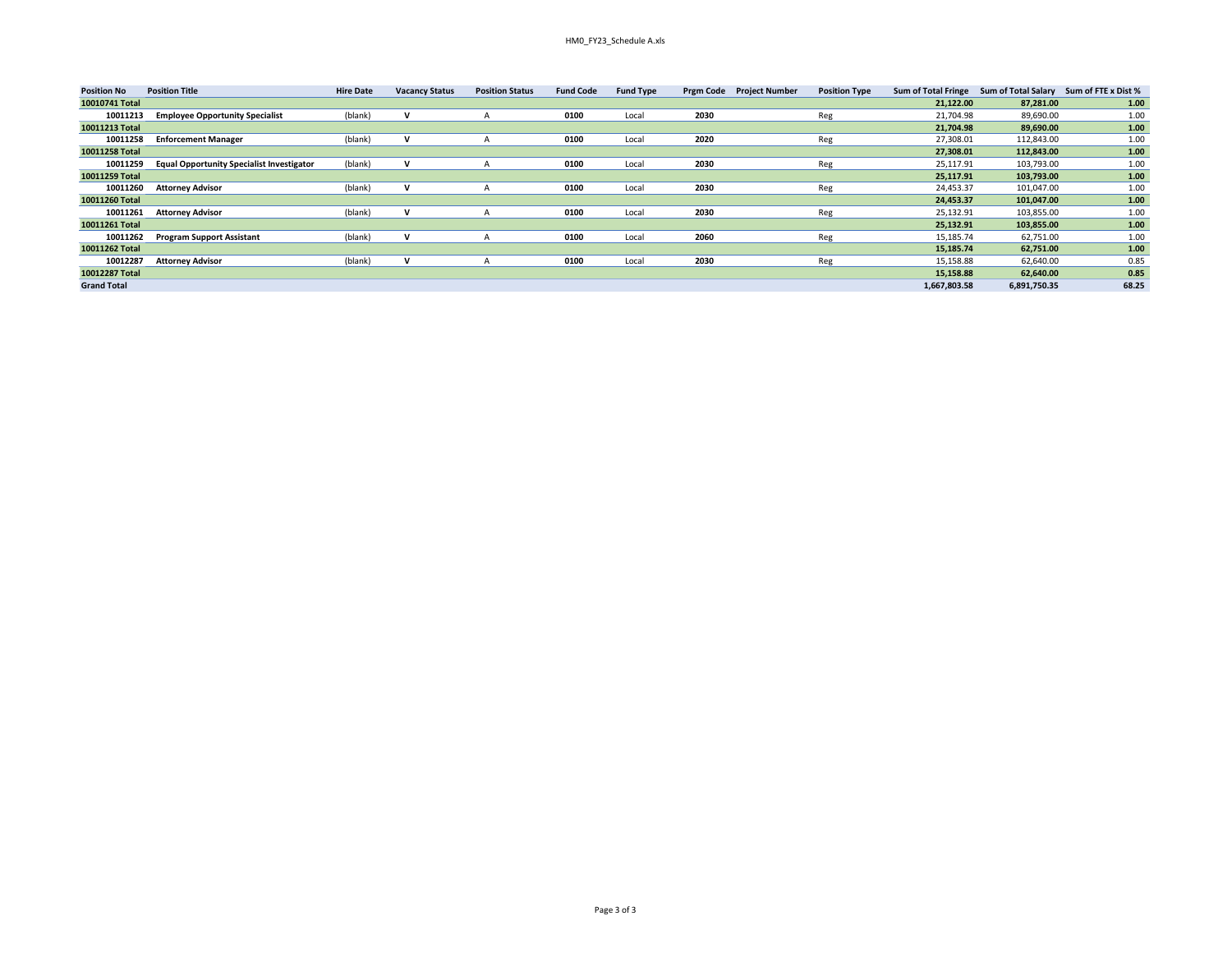| Position No | Position Title | Hire Date | Vacancy Status | Position Status | Fund Code | Fund Type | Prgm Code | Project Number | Position Type | Sum of Total Fringe | Sum of Total Salary | Sum of FTE x Dist % |
|---|---|---|---|---|---|---|---|---|---|---|---|---|
| **10010741 Total** | | | | | | | | | | **21,122.00** | **87,281.00** | **1.00** |
| **10011213** | **Employee Opportunity Specialist** | (blank) | **V** | A | **0100** | Local | **2030** | | Reg | 21,704.98 | 89,690.00 | 1.00 |
| **10011213 Total** | | | | | | | | | | **21,704.98** | **89,690.00** | **1.00** |
| **10011258** | **Enforcement Manager** | (blank) | **V** | A | **0100** | Local | **2020** | | Reg | 27,308.01 | 112,843.00 | 1.00 |
| **10011258 Total** | | | | | | | | | | **27,308.01** | **112,843.00** | **1.00** |
| **10011259** | **Equal Opportunity Specialist Investigator** | (blank) | **V** | A | **0100** | Local | **2030** | | Reg | 25,117.91 | 103,793.00 | 1.00 |
| **10011259 Total** | | | | | | | | | | **25,117.91** | **103,793.00** | **1.00** |
| **10011260** | **Attorney Advisor** | (blank) | **V** | A | **0100** | Local | **2030** | | Reg | 24,453.37 | 101,047.00 | 1.00 |
| **10011260 Total** | | | | | | | | | | **24,453.37** | **101,047.00** | **1.00** |
| **10011261** | **Attorney Advisor** | (blank) | **V** | A | **0100** | Local | **2030** | | Reg | 25,132.91 | 103,855.00 | 1.00 |
| **10011261 Total** | | | | | | | | | | **25,132.91** | **103,855.00** | **1.00** |
| **10011262** | **Program Support Assistant** | (blank) | **V** | A | **0100** | Local | **2060** | | Reg | 15,185.74 | 62,751.00 | 1.00 |
| **10011262 Total** | | | | | | | | | | **15,185.74** | **62,751.00** | **1.00** |
| **10012287** | **Attorney Advisor** | (blank) | **V** | A | **0100** | Local | **2030** | | Reg | 15,158.88 | 62,640.00 | 0.85 |
| **10012287 Total** | | | | | | | | | | **15,158.88** | **62,640.00** | **0.85** |
| **Grand Total** | | | | | | | | | | **1,667,803.58** | **6,891,750.35** | **68.25** |